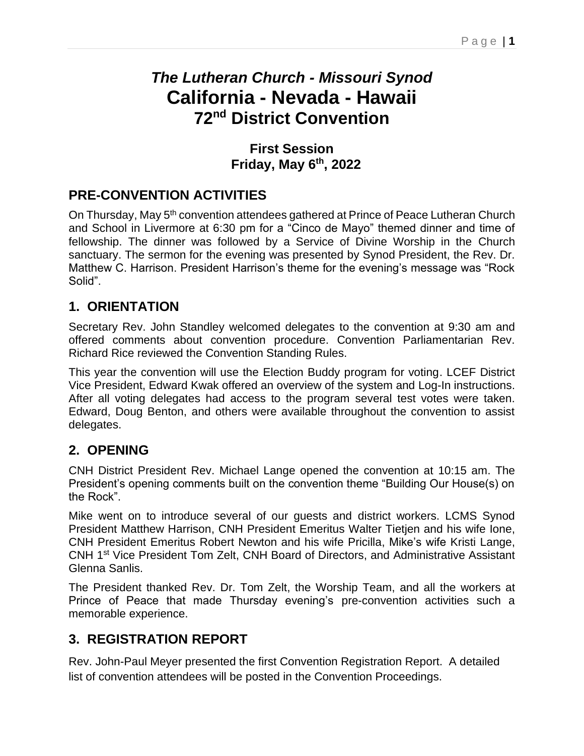# *The Lutheran Church - Missouri Synod*
# California - Nevada - Hawaii
# 72nd District Convention

## First Session
## Friday, May 6th, 2022

## PRE-CONVENTION ACTIVITIES

On Thursday, May 5th convention attendees gathered at Prince of Peace Lutheran Church and School in Livermore at 6:30 pm for a "Cinco de Mayo" themed dinner and time of fellowship. The dinner was followed by a Service of Divine Worship in the Church sanctuary. The sermon for the evening was presented by Synod President, the Rev. Dr. Matthew C. Harrison. President Harrison's theme for the evening's message was "Rock Solid".

## 1. ORIENTATION

Secretary Rev. John Standley welcomed delegates to the convention at 9:30 am and offered comments about convention procedure. Convention Parliamentarian Rev. Richard Rice reviewed the Convention Standing Rules.

This year the convention will use the Election Buddy program for voting. LCEF District Vice President, Edward Kwak offered an overview of the system and Log-In instructions. After all voting delegates had access to the program several test votes were taken. Edward, Doug Benton, and others were available throughout the convention to assist delegates.

## 2. OPENING

CNH District President Rev. Michael Lange opened the convention at 10:15 am. The President's opening comments built on the convention theme "Building Our House(s) on the Rock".

Mike went on to introduce several of our guests and district workers. LCMS Synod President Matthew Harrison, CNH President Emeritus Walter Tietjen and his wife Ione, CNH President Emeritus Robert Newton and his wife Pricilla, Mike's wife Kristi Lange, CNH 1st Vice President Tom Zelt, CNH Board of Directors, and Administrative Assistant Glenna Sanlis.

The President thanked Rev. Dr. Tom Zelt, the Worship Team, and all the workers at Prince of Peace that made Thursday evening's pre-convention activities such a memorable experience.

## 3. REGISTRATION REPORT

Rev. John-Paul Meyer presented the first Convention Registration Report. A detailed list of convention attendees will be posted in the Convention Proceedings.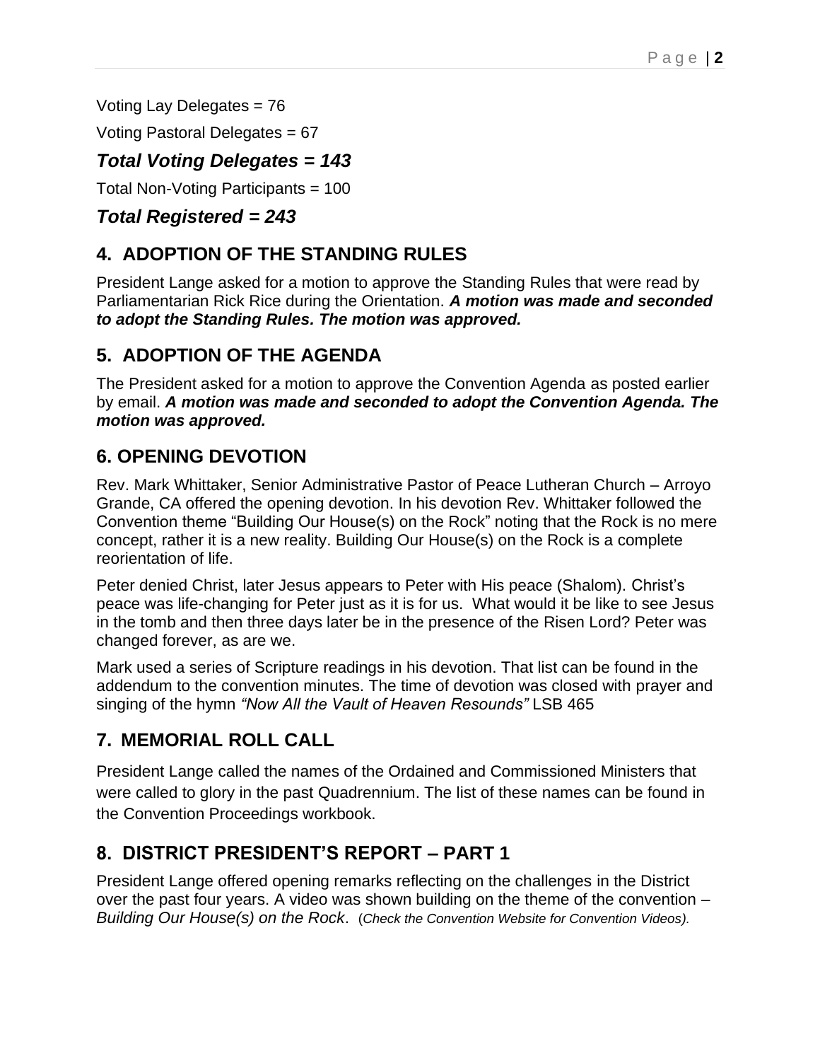Voting Lay Delegates = 76

Voting Pastoral Delegates = 67

### *Total Voting Delegates = 143*

Total Non-Voting Participants = 100

### *Total Registered = 243*

## 4. ADOPTION OF THE STANDING RULES

President Lange asked for a motion to approve the Standing Rules that were read by Parliamentarian Rick Rice during the Orientation. ***A motion was made and seconded to adopt the Standing Rules. The motion was approved.***

## 5. ADOPTION OF THE AGENDA

The President asked for a motion to approve the Convention Agenda as posted earlier by email. ***A motion was made and seconded to adopt the Convention Agenda. The motion was approved.***

## 6. OPENING DEVOTION

Rev. Mark Whittaker, Senior Administrative Pastor of Peace Lutheran Church – Arroyo Grande, CA offered the opening devotion. In his devotion Rev. Whittaker followed the Convention theme "Building Our House(s) on the Rock" noting that the Rock is no mere concept, rather it is a new reality. Building Our House(s) on the Rock is a complete reorientation of life.

Peter denied Christ, later Jesus appears to Peter with His peace (Shalom). Christ's peace was life-changing for Peter just as it is for us. What would it be like to see Jesus in the tomb and then three days later be in the presence of the Risen Lord? Peter was changed forever, as are we.

Mark used a series of Scripture readings in his devotion. That list can be found in the addendum to the convention minutes. The time of devotion was closed with prayer and singing of the hymn *"Now All the Vault of Heaven Resounds"* LSB 465

## 7. MEMORIAL ROLL CALL

President Lange called the names of the Ordained and Commissioned Ministers that were called to glory in the past Quadrennium. The list of these names can be found in the Convention Proceedings workbook.

## 8. DISTRICT PRESIDENT'S REPORT – PART 1

President Lange offered opening remarks reflecting on the challenges in the District over the past four years. A video was shown building on the theme of the convention – *Building Our House(s) on the Rock*. (*Check the Convention Website for Convention Videos).*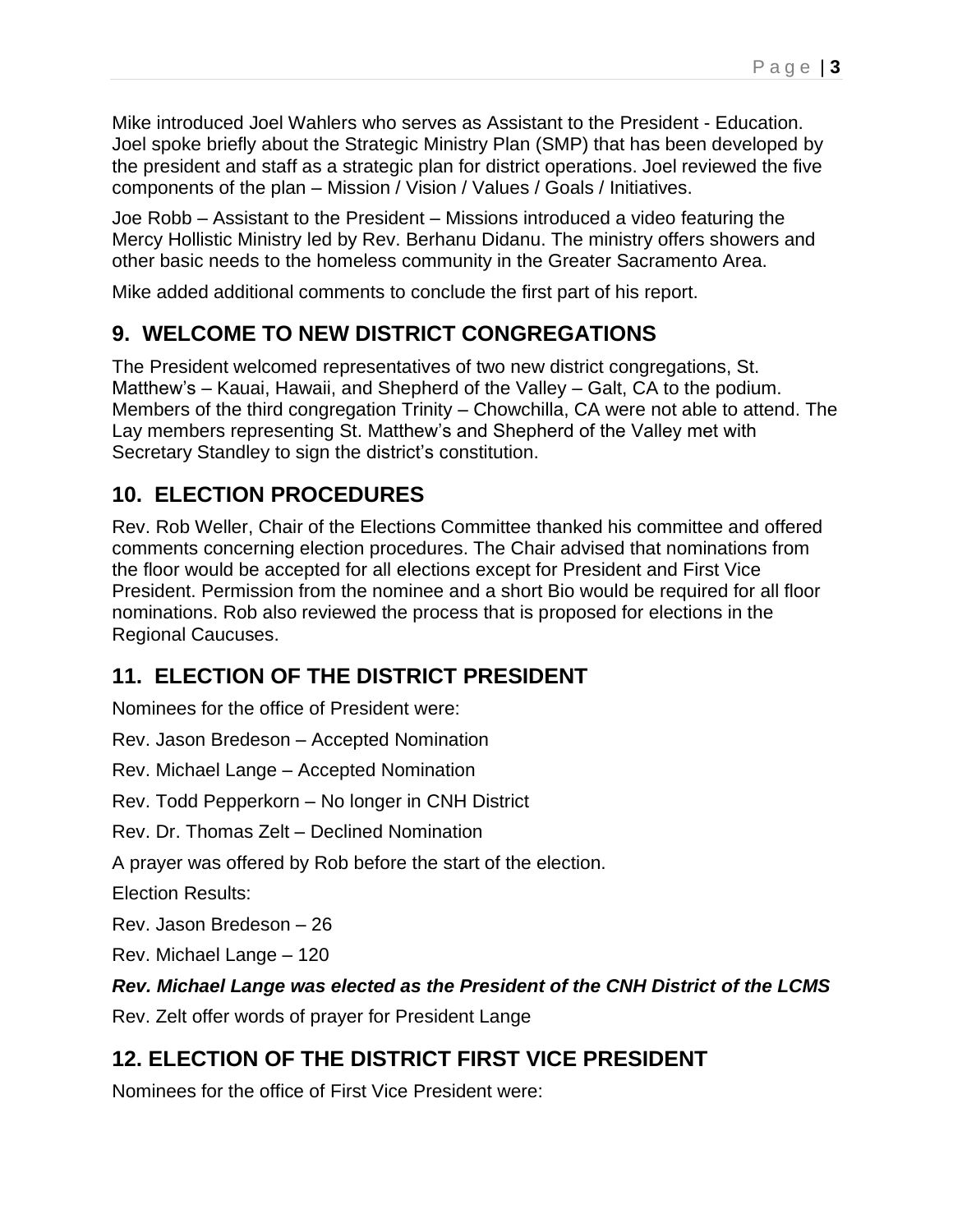Mike introduced Joel Wahlers who serves as Assistant to the President - Education. Joel spoke briefly about the Strategic Ministry Plan (SMP) that has been developed by the president and staff as a strategic plan for district operations. Joel reviewed the five components of the plan – Mission / Vision / Values / Goals / Initiatives.

Joe Robb – Assistant to the President – Missions introduced a video featuring the Mercy Hollistic Ministry led by Rev. Berhanu Didanu. The ministry offers showers and other basic needs to the homeless community in the Greater Sacramento Area.

Mike added additional comments to conclude the first part of his report.

## 9. WELCOME TO NEW DISTRICT CONGREGATIONS

The President welcomed representatives of two new district congregations, St. Matthew's – Kauai, Hawaii, and Shepherd of the Valley – Galt, CA to the podium. Members of the third congregation Trinity – Chowchilla, CA were not able to attend. The Lay members representing St. Matthew's and Shepherd of the Valley met with Secretary Standley to sign the district's constitution.

## 10. ELECTION PROCEDURES

Rev. Rob Weller, Chair of the Elections Committee thanked his committee and offered comments concerning election procedures. The Chair advised that nominations from the floor would be accepted for all elections except for President and First Vice President. Permission from the nominee and a short Bio would be required for all floor nominations. Rob also reviewed the process that is proposed for elections in the Regional Caucuses.

## 11. ELECTION OF THE DISTRICT PRESIDENT

Nominees for the office of President were:

Rev. Jason Bredeson – Accepted Nomination

Rev. Michael Lange – Accepted Nomination

Rev. Todd Pepperkorn – No longer in CNH District

Rev. Dr. Thomas Zelt – Declined Nomination

A prayer was offered by Rob before the start of the election.

Election Results:

Rev. Jason Bredeson – 26

Rev. Michael Lange – 120

***Rev. Michael Lange was elected as the President of the CNH District of the LCMS***

Rev. Zelt offer words of prayer for President Lange

## 12. ELECTION OF THE DISTRICT FIRST VICE PRESIDENT

Nominees for the office of First Vice President were: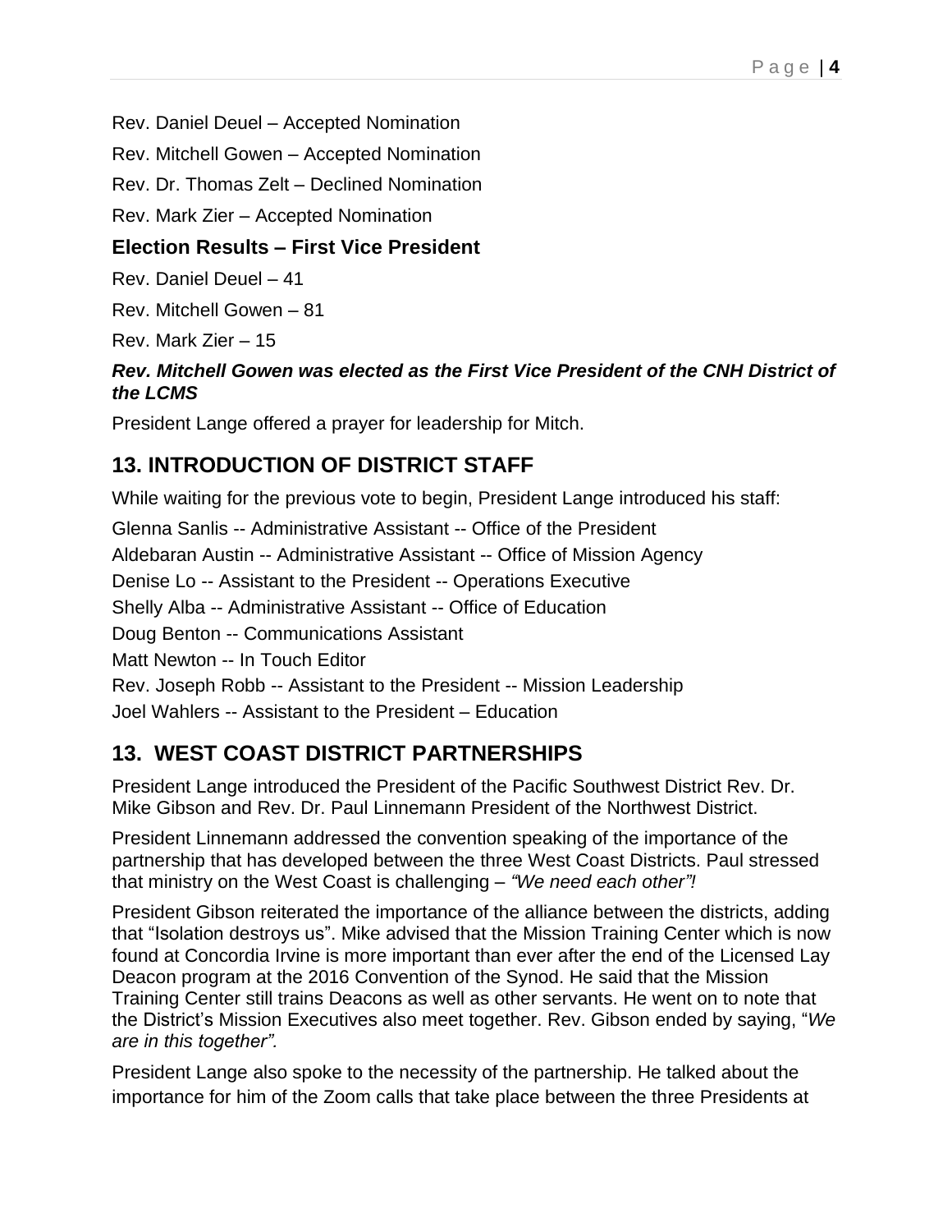Rev. Daniel Deuel – Accepted Nomination

Rev. Mitchell Gowen – Accepted Nomination

Rev. Dr. Thomas Zelt – Declined Nomination

Rev. Mark Zier – Accepted Nomination

### Election Results – First Vice President

Rev. Daniel Deuel – 41

Rev. Mitchell Gowen – 81

Rev. Mark Zier – 15

***Rev. Mitchell Gowen was elected as the First Vice President of the CNH District of the LCMS***

President Lange offered a prayer for leadership for Mitch.

## 13. INTRODUCTION OF DISTRICT STAFF

While waiting for the previous vote to begin, President Lange introduced his staff:

Glenna Sanlis -- Administrative Assistant -- Office of the President

Aldebaran Austin -- Administrative Assistant -- Office of Mission Agency

Denise Lo -- Assistant to the President -- Operations Executive

Shelly Alba -- Administrative Assistant -- Office of Education

Doug Benton -- Communications Assistant

Matt Newton -- In Touch Editor

Rev. Joseph Robb -- Assistant to the President -- Mission Leadership

Joel Wahlers -- Assistant to the President – Education

## 13. WEST COAST DISTRICT PARTNERSHIPS

President Lange introduced the President of the Pacific Southwest District Rev. Dr. Mike Gibson and Rev. Dr. Paul Linnemann President of the Northwest District.

President Linnemann addressed the convention speaking of the importance of the partnership that has developed between the three West Coast Districts. Paul stressed that ministry on the West Coast is challenging – *"We need each other"!*

President Gibson reiterated the importance of the alliance between the districts, adding that "Isolation destroys us". Mike advised that the Mission Training Center which is now found at Concordia Irvine is more important than ever after the end of the Licensed Lay Deacon program at the 2016 Convention of the Synod. He said that the Mission Training Center still trains Deacons as well as other servants. He went on to note that the District's Mission Executives also meet together. Rev. Gibson ended by saying, "*We are in this together".*

President Lange also spoke to the necessity of the partnership. He talked about the importance for him of the Zoom calls that take place between the three Presidents at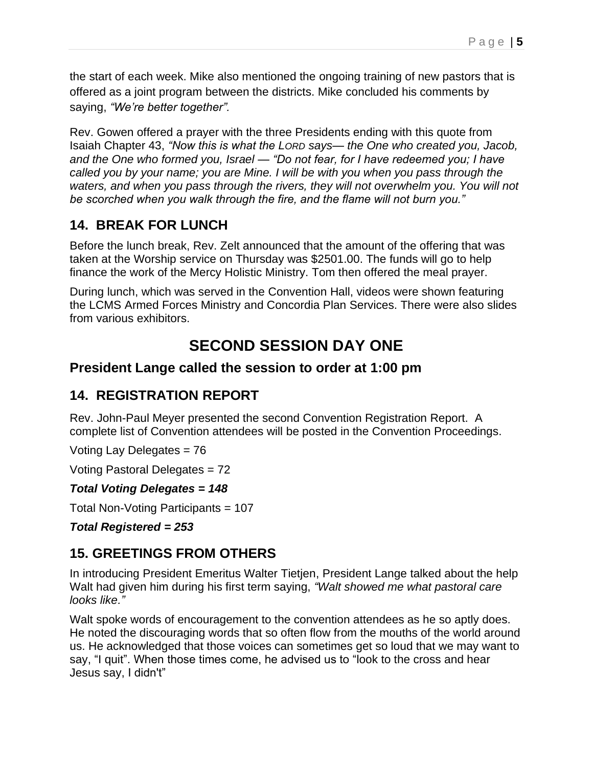the start of each week. Mike also mentioned the ongoing training of new pastors that is offered as a joint program between the districts. Mike concluded his comments by saying, *"We're better together".*

Rev. Gowen offered a prayer with the three Presidents ending with this quote from Isaiah Chapter 43, *"Now this is what the LORD says— the One who created you, Jacob, and the One who formed you, Israel — "Do not fear, for I have redeemed you; I have called you by your name; you are Mine. I will be with you when you pass through the waters, and when you pass through the rivers, they will not overwhelm you. You will not be scorched when you walk through the fire, and the flame will not burn you."*

## 14. BREAK FOR LUNCH

Before the lunch break, Rev. Zelt announced that the amount of the offering that was taken at the Worship service on Thursday was $2501.00. The funds will go to help finance the work of the Mercy Holistic Ministry. Tom then offered the meal prayer.

During lunch, which was served in the Convention Hall, videos were shown featuring the LCMS Armed Forces Ministry and Concordia Plan Services. There were also slides from various exhibitors.

# SECOND SESSION DAY ONE

### President Lange called the session to order at 1:00 pm

## 14. REGISTRATION REPORT

Rev. John-Paul Meyer presented the second Convention Registration Report. A complete list of Convention attendees will be posted in the Convention Proceedings.

Voting Lay Delegates = 76

Voting Pastoral Delegates = 72

***Total Voting Delegates = 148***

Total Non-Voting Participants = 107

***Total Registered = 253***

## 15. GREETINGS FROM OTHERS

In introducing President Emeritus Walter Tietjen, President Lange talked about the help Walt had given him during his first term saying, *"Walt showed me what pastoral care looks like."*

Walt spoke words of encouragement to the convention attendees as he so aptly does. He noted the discouraging words that so often flow from the mouths of the world around us. He acknowledged that those voices can sometimes get so loud that we may want to say, "I quit". When those times come, he advised us to "look to the cross and hear Jesus say, I didn't"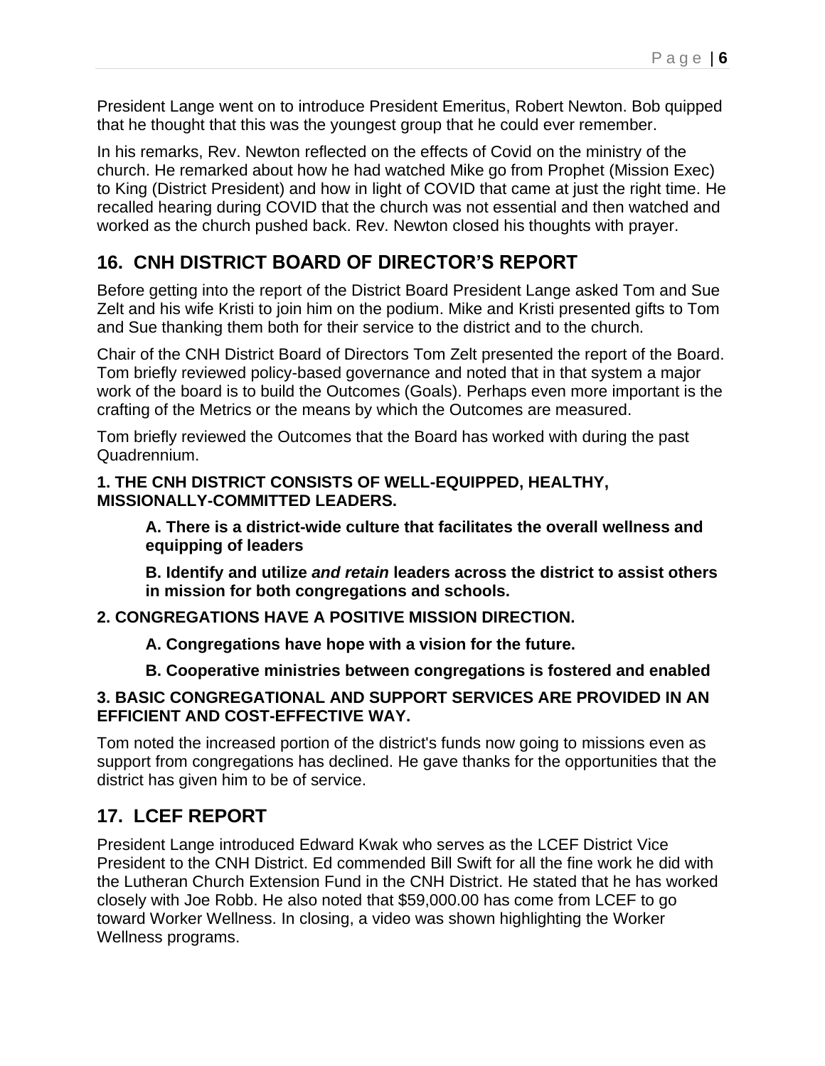President Lange went on to introduce President Emeritus, Robert Newton. Bob quipped that he thought that this was the youngest group that he could ever remember.

In his remarks, Rev. Newton reflected on the effects of Covid on the ministry of the church. He remarked about how he had watched Mike go from Prophet (Mission Exec) to King (District President) and how in light of COVID that came at just the right time. He recalled hearing during COVID that the church was not essential and then watched and worked as the church pushed back. Rev. Newton closed his thoughts with prayer.

## 16. CNH DISTRICT BOARD OF DIRECTOR'S REPORT

Before getting into the report of the District Board President Lange asked Tom and Sue Zelt and his wife Kristi to join him on the podium. Mike and Kristi presented gifts to Tom and Sue thanking them both for their service to the district and to the church.

Chair of the CNH District Board of Directors Tom Zelt presented the report of the Board. Tom briefly reviewed policy-based governance and noted that in that system a major work of the board is to build the Outcomes (Goals). Perhaps even more important is the crafting of the Metrics or the means by which the Outcomes are measured.

Tom briefly reviewed the Outcomes that the Board has worked with during the past Quadrennium.

**1. THE CNH DISTRICT CONSISTS OF WELL-EQUIPPED, HEALTHY, MISSIONALLY-COMMITTED LEADERS.**

> **A. There is a district-wide culture that facilitates the overall wellness and equipping of leaders**
>
> **B. Identify and utilize *and retain* leaders across the district to assist others in mission for both congregations and schools.**

**2. CONGREGATIONS HAVE A POSITIVE MISSION DIRECTION.**

> **A. Congregations have hope with a vision for the future.**
>
> **B. Cooperative ministries between congregations is fostered and enabled**

**3. BASIC CONGREGATIONAL AND SUPPORT SERVICES ARE PROVIDED IN AN EFFICIENT AND COST-EFFECTIVE WAY.**

Tom noted the increased portion of the district's funds now going to missions even as support from congregations has declined. He gave thanks for the opportunities that the district has given him to be of service.

## 17. LCEF REPORT

President Lange introduced Edward Kwak who serves as the LCEF District Vice President to the CNH District. Ed commended Bill Swift for all the fine work he did with the Lutheran Church Extension Fund in the CNH District. He stated that he has worked closely with Joe Robb. He also noted that $59,000.00 has come from LCEF to go toward Worker Wellness. In closing, a video was shown highlighting the Worker Wellness programs.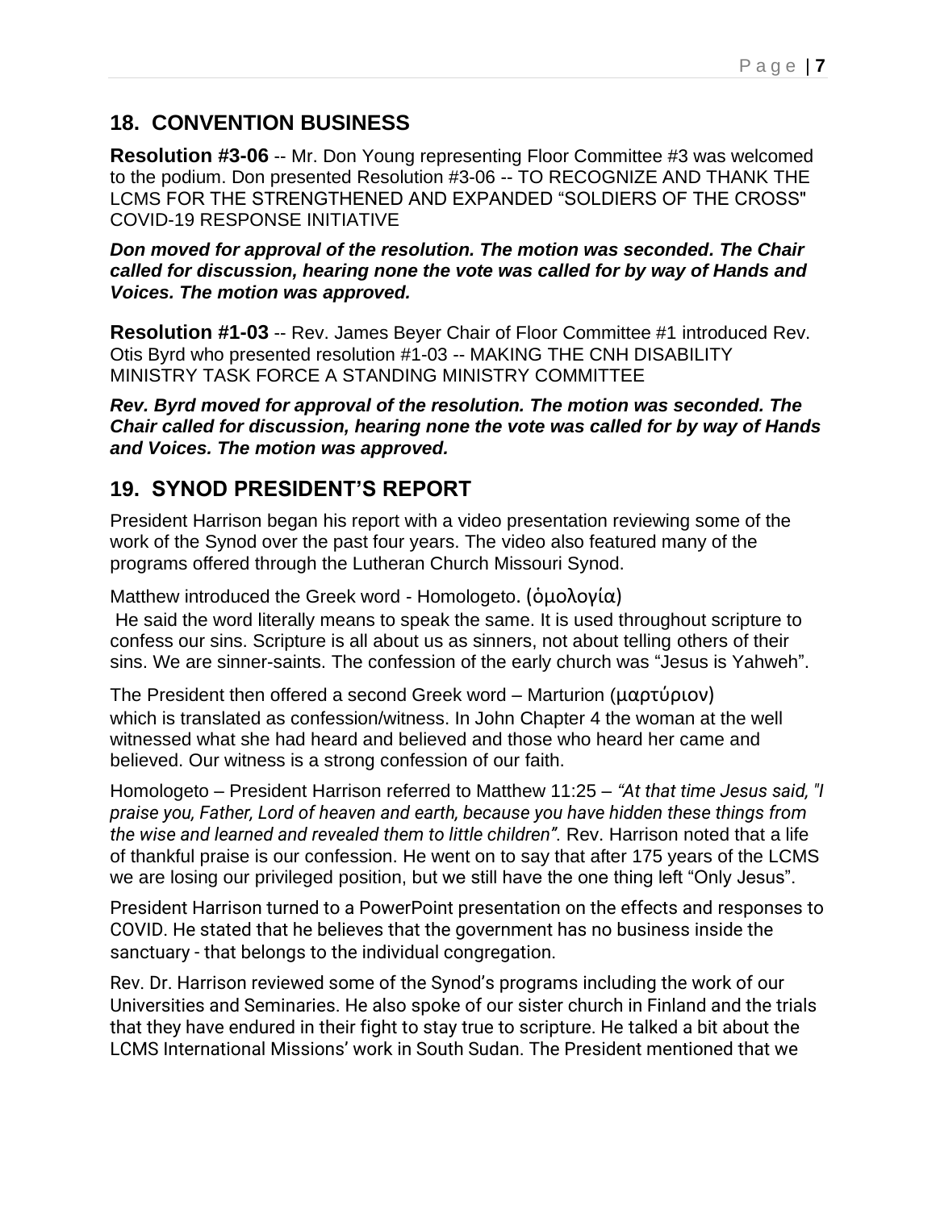## 18. CONVENTION BUSINESS

**Resolution #3-06** -- Mr. Don Young representing Floor Committee #3 was welcomed to the podium. Don presented Resolution #3-06 -- TO RECOGNIZE AND THANK THE LCMS FOR THE STRENGTHENED AND EXPANDED "SOLDIERS OF THE CROSS" COVID-19 RESPONSE INITIATIVE

***Don moved for approval of the resolution. The motion was seconded. The Chair called for discussion, hearing none the vote was called for by way of Hands and Voices. The motion was approved.***

**Resolution #1-03** -- Rev. James Beyer Chair of Floor Committee #1 introduced Rev. Otis Byrd who presented resolution #1-03 -- MAKING THE CNH DISABILITY MINISTRY TASK FORCE A STANDING MINISTRY COMMITTEE

***Rev. Byrd moved for approval of the resolution. The motion was seconded. The Chair called for discussion, hearing none the vote was called for by way of Hands and Voices. The motion was approved.***

## 19. SYNOD PRESIDENT'S REPORT

President Harrison began his report with a video presentation reviewing some of the work of the Synod over the past four years. The video also featured many of the programs offered through the Lutheran Church Missouri Synod.

Matthew introduced the Greek word - Homologeto. (ὁμολογία)
He said the word literally means to speak the same. It is used throughout scripture to confess our sins. Scripture is all about us as sinners, not about telling others of their sins. We are sinner-saints. The confession of the early church was "Jesus is Yahweh".

The President then offered a second Greek word – Marturion (μαρτύριον) which is translated as confession/witness. In John Chapter 4 the woman at the well witnessed what she had heard and believed and those who heard her came and believed. Our witness is a strong confession of our faith.

Homologeto – President Harrison referred to Matthew 11:25 – *"At that time Jesus said, "I praise you, Father, Lord of heaven and earth, because you have hidden these things from the wise and learned and revealed them to little children".* Rev. Harrison noted that a life of thankful praise is our confession. He went on to say that after 175 years of the LCMS we are losing our privileged position, but we still have the one thing left "Only Jesus".

President Harrison turned to a PowerPoint presentation on the effects and responses to COVID. He stated that he believes that the government has no business inside the sanctuary - that belongs to the individual congregation.

Rev. Dr. Harrison reviewed some of the Synod's programs including the work of our Universities and Seminaries. He also spoke of our sister church in Finland and the trials that they have endured in their fight to stay true to scripture. He talked a bit about the LCMS International Missions' work in South Sudan. The President mentioned that we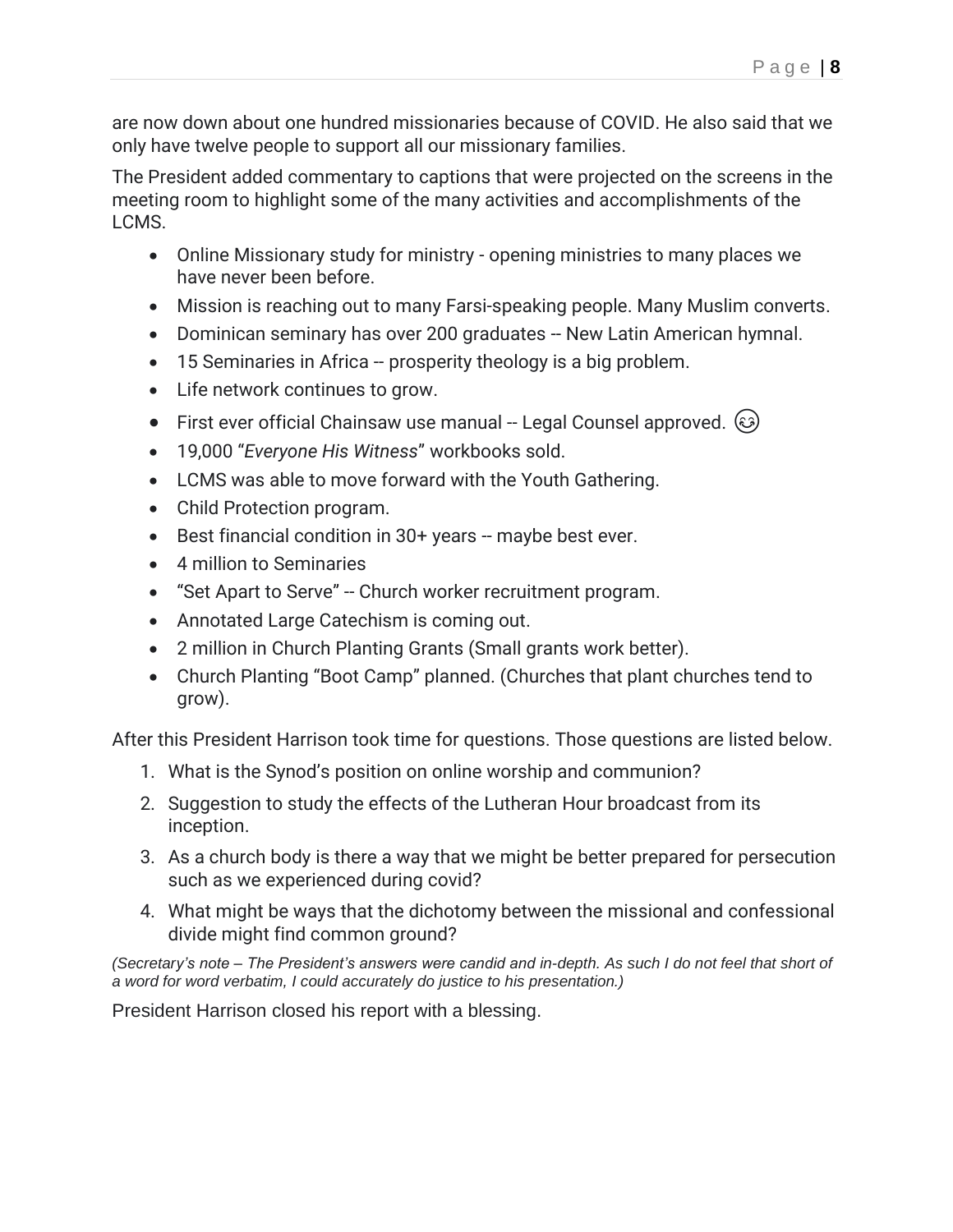are now down about one hundred missionaries because of COVID. He also said that we only have twelve people to support all our missionary families.

The President added commentary to captions that were projected on the screens in the meeting room to highlight some of the many activities and accomplishments of the LCMS.

- Online Missionary study for ministry - opening ministries to many places we have never been before.
- Mission is reaching out to many Farsi-speaking people. Many Muslim converts.
- Dominican seminary has over 200 graduates -- New Latin American hymnal.
- 15 Seminaries in Africa -- prosperity theology is a big problem.
- Life network continues to grow.
- First ever official Chainsaw use manual -- Legal Counsel approved. 😊
- 19,000 "*Everyone His Witness*" workbooks sold.
- LCMS was able to move forward with the Youth Gathering.
- Child Protection program.
- Best financial condition in 30+ years -- maybe best ever.
- 4 million to Seminaries
- "Set Apart to Serve" -- Church worker recruitment program.
- Annotated Large Catechism is coming out.
- 2 million in Church Planting Grants (Small grants work better).
- Church Planting "Boot Camp" planned. (Churches that plant churches tend to grow).

After this President Harrison took time for questions. Those questions are listed below.

1. What is the Synod's position on online worship and communion?
2. Suggestion to study the effects of the Lutheran Hour broadcast from its inception.
3. As a church body is there a way that we might be better prepared for persecution such as we experienced during covid?
4. What might be ways that the dichotomy between the missional and confessional divide might find common ground?

*(Secretary's note – The President's answers were candid and in-depth. As such I do not feel that short of a word for word verbatim, I could accurately do justice to his presentation.)*

President Harrison closed his report with a blessing.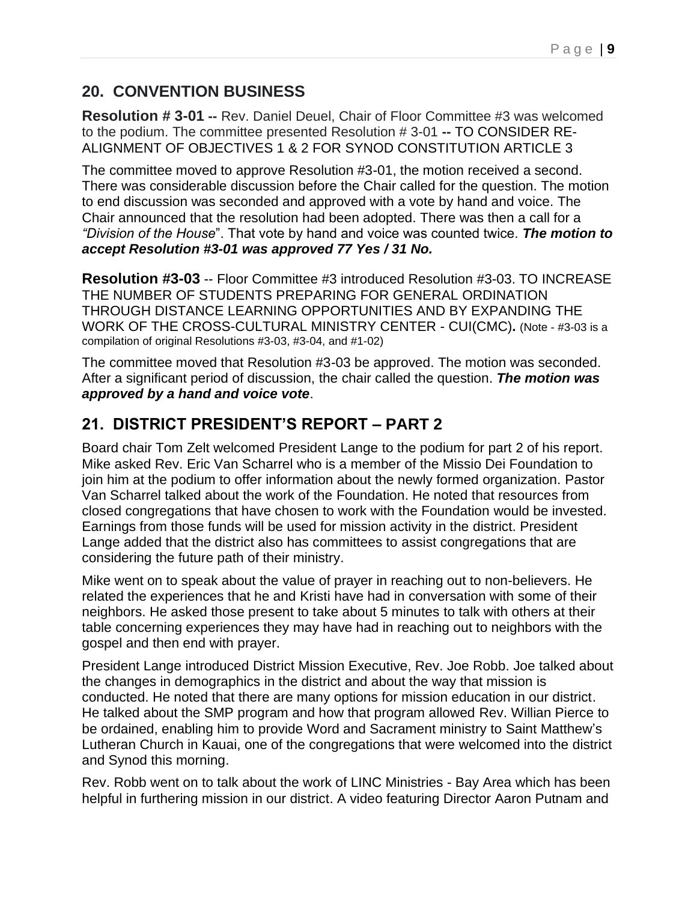## 20. CONVENTION BUSINESS

**Resolution # 3-01 --** Rev. Daniel Deuel, Chair of Floor Committee #3 was welcomed to the podium. The committee presented Resolution # 3-01 **--** TO CONSIDER RE-ALIGNMENT OF OBJECTIVES 1 & 2 FOR SYNOD CONSTITUTION ARTICLE 3

The committee moved to approve Resolution #3-01, the motion received a second. There was considerable discussion before the Chair called for the question. The motion to end discussion was seconded and approved with a vote by hand and voice. The Chair announced that the resolution had been adopted. There was then a call for a *"Division of the House*". That vote by hand and voice was counted twice. ***The motion to accept Resolution #3-01 was approved 77 Yes / 31 No.***

**Resolution #3-03** -- Floor Committee #3 introduced Resolution #3-03. TO INCREASE THE NUMBER OF STUDENTS PREPARING FOR GENERAL ORDINATION THROUGH DISTANCE LEARNING OPPORTUNITIES AND BY EXPANDING THE WORK OF THE CROSS-CULTURAL MINISTRY CENTER - CUI(CMC)**.** (Note - #3-03 is a compilation of original Resolutions #3-03, #3-04, and #1-02)

The committee moved that Resolution #3-03 be approved. The motion was seconded. After a significant period of discussion, the chair called the question. ***The motion was approved by a hand and voice vote***.

## 21. DISTRICT PRESIDENT'S REPORT – PART 2

Board chair Tom Zelt welcomed President Lange to the podium for part 2 of his report. Mike asked Rev. Eric Van Scharrel who is a member of the Missio Dei Foundation to join him at the podium to offer information about the newly formed organization. Pastor Van Scharrel talked about the work of the Foundation. He noted that resources from closed congregations that have chosen to work with the Foundation would be invested. Earnings from those funds will be used for mission activity in the district. President Lange added that the district also has committees to assist congregations that are considering the future path of their ministry.

Mike went on to speak about the value of prayer in reaching out to non-believers. He related the experiences that he and Kristi have had in conversation with some of their neighbors. He asked those present to take about 5 minutes to talk with others at their table concerning experiences they may have had in reaching out to neighbors with the gospel and then end with prayer.

President Lange introduced District Mission Executive, Rev. Joe Robb. Joe talked about the changes in demographics in the district and about the way that mission is conducted. He noted that there are many options for mission education in our district. He talked about the SMP program and how that program allowed Rev. Willian Pierce to be ordained, enabling him to provide Word and Sacrament ministry to Saint Matthew's Lutheran Church in Kauai, one of the congregations that were welcomed into the district and Synod this morning.

Rev. Robb went on to talk about the work of LINC Ministries - Bay Area which has been helpful in furthering mission in our district. A video featuring Director Aaron Putnam and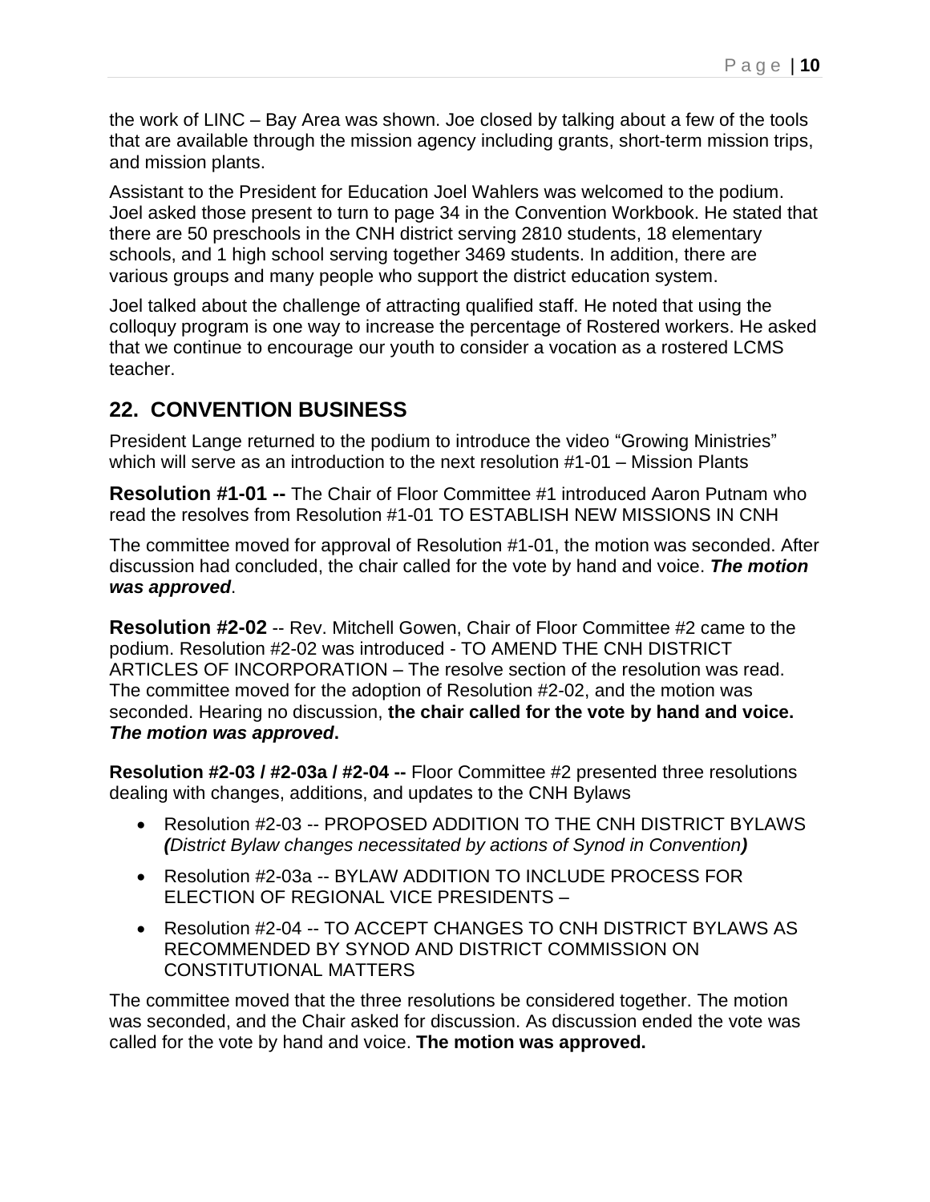the work of LINC – Bay Area was shown. Joe closed by talking about a few of the tools that are available through the mission agency including grants, short-term mission trips, and mission plants.

Assistant to the President for Education Joel Wahlers was welcomed to the podium. Joel asked those present to turn to page 34 in the Convention Workbook. He stated that there are 50 preschools in the CNH district serving 2810 students, 18 elementary schools, and 1 high school serving together 3469 students. In addition, there are various groups and many people who support the district education system.

Joel talked about the challenge of attracting qualified staff. He noted that using the colloquy program is one way to increase the percentage of Rostered workers. He asked that we continue to encourage our youth to consider a vocation as a rostered LCMS teacher.

## 22. CONVENTION BUSINESS

President Lange returned to the podium to introduce the video "Growing Ministries" which will serve as an introduction to the next resolution #1-01 – Mission Plants

**Resolution #1-01 --** The Chair of Floor Committee #1 introduced Aaron Putnam who read the resolves from Resolution #1-01 TO ESTABLISH NEW MISSIONS IN CNH

The committee moved for approval of Resolution #1-01, the motion was seconded. After discussion had concluded, the chair called for the vote by hand and voice. ***The motion was approved***.

**Resolution #2-02** -- Rev. Mitchell Gowen, Chair of Floor Committee #2 came to the podium. Resolution #2-02 was introduced - TO AMEND THE CNH DISTRICT ARTICLES OF INCORPORATION – The resolve section of the resolution was read. The committee moved for the adoption of Resolution #2-02, and the motion was seconded. Hearing no discussion, **the chair called for the vote by hand and voice. *The motion was approved*.**

**Resolution #2-03 / #2-03a / #2-04 --** Floor Committee #2 presented three resolutions dealing with changes, additions, and updates to the CNH Bylaws

- Resolution #2-03 -- PROPOSED ADDITION TO THE CNH DISTRICT BYLAWS ***(****District Bylaw changes necessitated by actions of Synod in Convention****)***
- Resolution #2-03a -- BYLAW ADDITION TO INCLUDE PROCESS FOR ELECTION OF REGIONAL VICE PRESIDENTS –
- Resolution #2-04 -- TO ACCEPT CHANGES TO CNH DISTRICT BYLAWS AS RECOMMENDED BY SYNOD AND DISTRICT COMMISSION ON CONSTITUTIONAL MATTERS

The committee moved that the three resolutions be considered together. The motion was seconded, and the Chair asked for discussion. As discussion ended the vote was called for the vote by hand and voice. **The motion was approved.**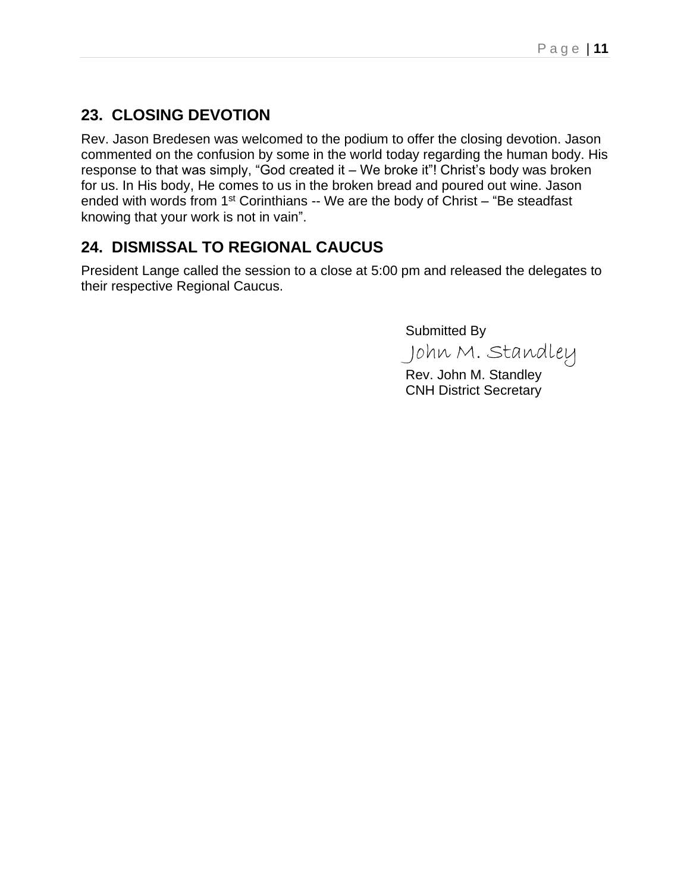## 23. CLOSING DEVOTION

Rev. Jason Bredesen was welcomed to the podium to offer the closing devotion. Jason commented on the confusion by some in the world today regarding the human body. His response to that was simply, "God created it – We broke it"! Christ's body was broken for us. In His body, He comes to us in the broken bread and poured out wine. Jason ended with words from 1st Corinthians -- We are the body of Christ – "Be steadfast knowing that your work is not in vain".

## 24. DISMISSAL TO REGIONAL CAUCUS

President Lange called the session to a close at 5:00 pm and released the delegates to their respective Regional Caucus.

Submitted By

John M. Standley

Rev. John M. Standley
CNH District Secretary